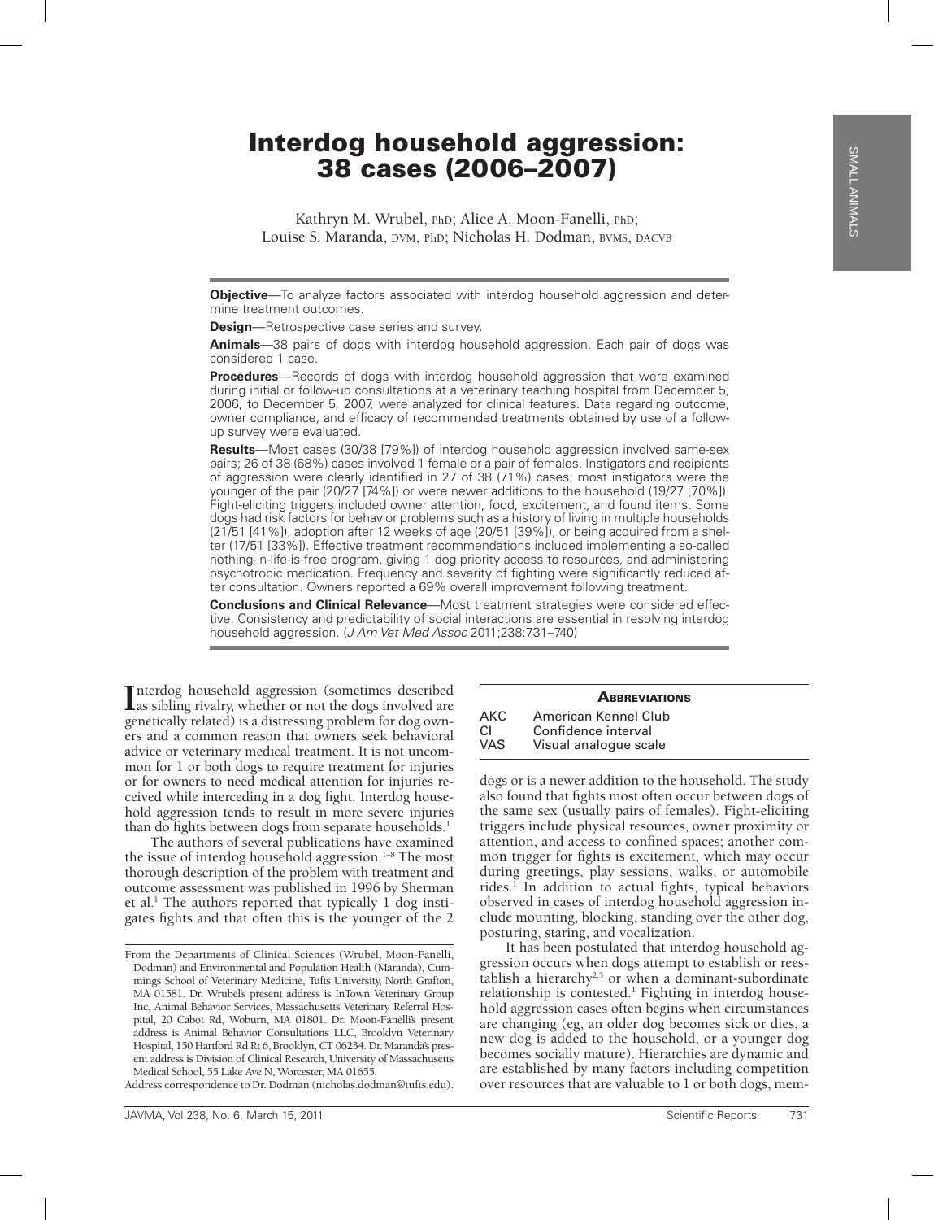# Interdog household aggression: 38 cases (2006–2007)

Kathryn M. Wrubel, PhD; Alice A. Moon-Fanelli, PhD; Louise S. Maranda, DVM, PhD; Nicholas H. Dodman, BVMS, DACVB

**Objective**—To analyze factors associated with interdog household aggression and determine treatment outcomes.

**Design**—Retrospective case series and survey.

**Animals**—38 pairs of dogs with interdog household aggression. Each pair of dogs was considered 1 case.

**Procedures**—Records of dogs with interdog household aggression that were examined during initial or follow-up consultations at a veterinary teaching hospital from December 5, 2006, to December 5, 2007, were analyzed for clinical features. Data regarding outcome, owner compliance, and efficacy of recommended treatments obtained by use of a follow-up survey were evaluated.

**Results**—Most cases (30/38 [79%]) of interdog household aggression involved same-sex pairs; 26 of 38 (68%) cases involved 1 female or a pair of females. Instigators and recipients of aggression were clearly identified in 27 of 38 (71%) cases; most instigators were the younger of the pair (20/27 [74%]) or were newer additions to the household (19/27 [70%]). Fight-eliciting triggers included owner attention, food, excitement, and found items. Some dogs had risk factors for behavior problems such as a history of living in multiple households (21/51 [41%]), adoption after 12 weeks of age (20/51 [39%]), or being acquired from a shelter (17/51 [33%]). Effective treatment recommendations included implementing a so-called nothing-in-life-is-free program, giving 1 dog priority access to resources, and administering psychotropic medication. Frequency and severity of fighting were significantly reduced after consultation. Owners reported a 69% overall improvement following treatment.

**Conclusions and Clinical Relevance**—Most treatment strategies were considered effective. Consistency and predictability of social interactions are essential in resolving interdog household aggression. (*J Am Vet Med Assoc* 2011;238:731–740)

| **Abbreviations** | |
|---|---|
| AKC | American Kennel Club |
| CI | Confidence interval |
| VAS | Visual analogue scale |

Interdog household aggression (sometimes described as sibling rivalry, whether or not the dogs involved are genetically related) is a distressing problem for dog owners and a common reason that owners seek behavioral advice or veterinary medical treatment. It is not uncommon for 1 or both dogs to require treatment for injuries or for owners to need medical attention for injuries received while interceding in a dog fight. Interdog household aggression tends to result in more severe injuries than do fights between dogs from separate households.[1]

The authors of several publications have examined the issue of interdog household aggression.[1–8] The most thorough description of the problem with treatment and outcome assessment was published in 1996 by Sherman et al.[1] The authors reported that typically 1 dog instigates fights and that often this is the younger of the 2 dogs or is a newer addition to the household. The study also found that fights most often occur between dogs of the same sex (usually pairs of females). Fight-eliciting triggers include physical resources, owner proximity or attention, and access to confined spaces; another common trigger for fights is excitement, which may occur during greetings, play sessions, walks, or automobile rides.[1] In addition to actual fights, typical behaviors observed in cases of interdog household aggression include mounting, blocking, standing over the other dog, posturing, staring, and vocalization.

It has been postulated that interdog household aggression occurs when dogs attempt to establish or reestablish a hierarchy[2,5] or when a dominant-subordinate relationship is contested.[1] Fighting in interdog household aggression cases often begins when circumstances are changing (eg, an older dog becomes sick or dies, a new dog is added to the household, or a younger dog becomes socially mature). Hierarchies are dynamic and are established by many factors including competition over resources that are valuable to 1 or both dogs, mem-

From the Departments of Clinical Sciences (Wrubel, Moon-Fanelli, Dodman) and Environmental and Population Health (Maranda), Cummings School of Veterinary Medicine, Tufts University, North Grafton, MA 01581. Dr. Wrubel's present address is InTown Veterinary Group Inc, Animal Behavior Services, Massachusetts Veterinary Referral Hospital, 20 Cabot Rd, Woburn, MA 01801. Dr. Moon-Fanelli's present address is Animal Behavior Consultations LLC, Brooklyn Veterinary Hospital, 150 Hartford Rd Rt 6, Brooklyn, CT 06234. Dr. Maranda's present address is Division of Clinical Research, University of Massachusetts Medical School, 55 Lake Ave N, Worcester, MA 01655.

Address correspondence to Dr. Dodman (nicholas.dodman@tufts.edu).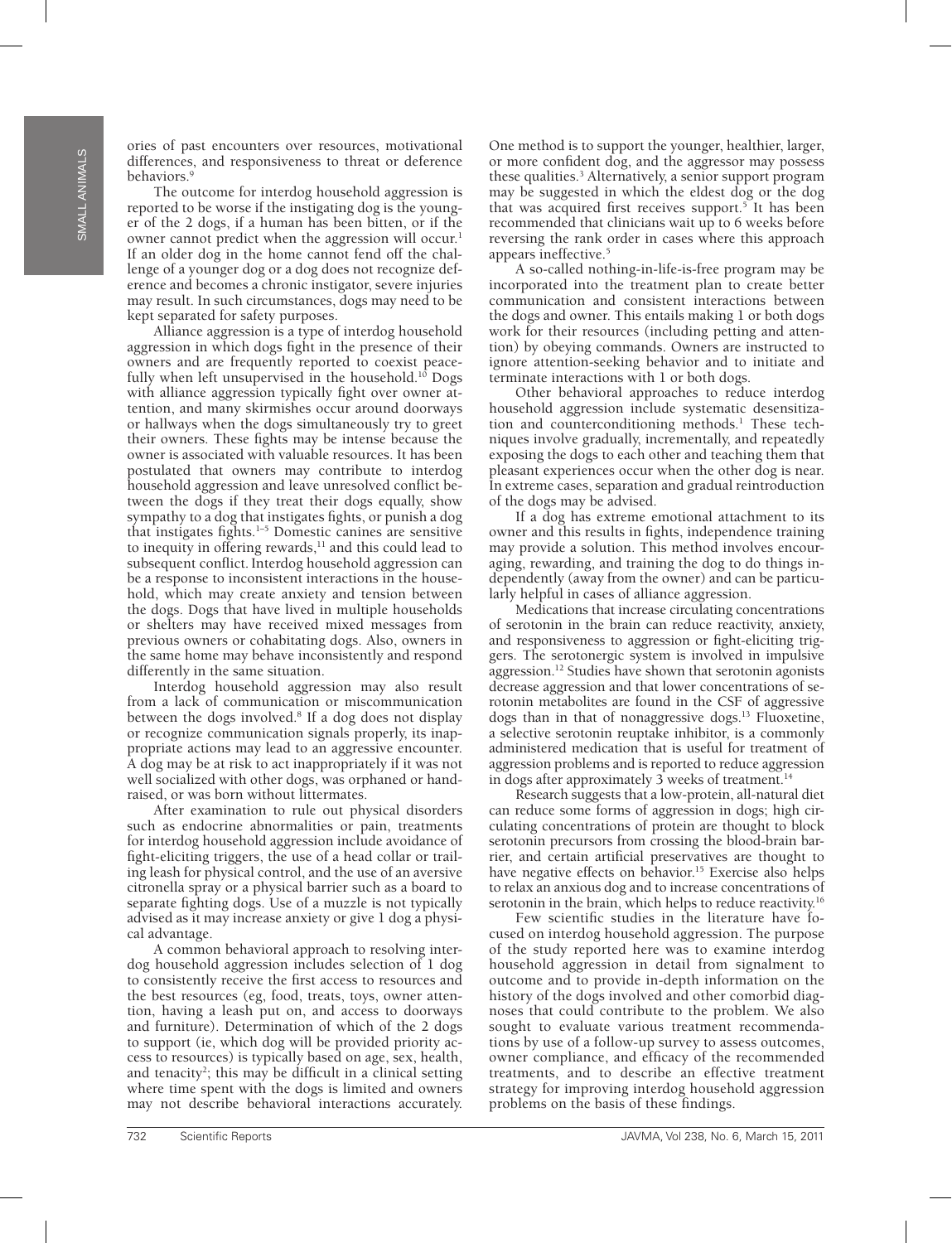ories of past encounters over resources, motivational differences, and responsiveness to threat or deference behaviors.[9]

The outcome for interdog household aggression is reported to be worse if the instigating dog is the younger of the 2 dogs, if a human has been bitten, or if the owner cannot predict when the aggression will occur.[1] If an older dog in the home cannot fend off the challenge of a younger dog or a dog does not recognize deference and becomes a chronic instigator, severe injuries may result. In such circumstances, dogs may need to be kept separated for safety purposes.

Alliance aggression is a type of interdog household aggression in which dogs fight in the presence of their owners and are frequently reported to coexist peacefully when left unsupervised in the household.[10] Dogs with alliance aggression typically fight over owner attention, and many skirmishes occur around doorways or hallways when the dogs simultaneously try to greet their owners. These fights may be intense because the owner is associated with valuable resources. It has been postulated that owners may contribute to interdog household aggression and leave unresolved conflict between the dogs if they treat their dogs equally, show sympathy to a dog that instigates fights, or punish a dog that instigates fights.[1–5] Domestic canines are sensitive to inequity in offering rewards,[11] and this could lead to subsequent conflict. Interdog household aggression can be a response to inconsistent interactions in the household, which may create anxiety and tension between the dogs. Dogs that have lived in multiple households or shelters may have received mixed messages from previous owners or cohabitating dogs. Also, owners in the same home may behave inconsistently and respond differently in the same situation.

Interdog household aggression may also result from a lack of communication or miscommunication between the dogs involved.[8] If a dog does not display or recognize communication signals properly, its inappropriate actions may lead to an aggressive encounter. A dog may be at risk to act inappropriately if it was not well socialized with other dogs, was orphaned or hand-raised, or was born without littermates.

After examination to rule out physical disorders such as endocrine abnormalities or pain, treatments for interdog household aggression include avoidance of fight-eliciting triggers, the use of a head collar or trailing leash for physical control, and the use of an aversive citronella spray or a physical barrier such as a board to separate fighting dogs. Use of a muzzle is not typically advised as it may increase anxiety or give 1 dog a physical advantage.

A common behavioral approach to resolving interdog household aggression includes selection of 1 dog to consistently receive the first access to resources and the best resources (eg, food, treats, toys, owner attention, having a leash put on, and access to doorways and furniture). Determination of which of the 2 dogs to support (ie, which dog will be provided priority access to resources) is typically based on age, sex, health, and tenacity[2]; this may be difficult in a clinical setting where time spent with the dogs is limited and owners may not describe behavioral interactions accurately. One method is to support the younger, healthier, larger, or more confident dog, and the aggressor may possess these qualities.[3] Alternatively, a senior support program may be suggested in which the eldest dog or the dog that was acquired first receives support.[5] It has been recommended that clinicians wait up to 6 weeks before reversing the rank order in cases where this approach appears ineffective.[5]

A so-called nothing-in-life-is-free program may be incorporated into the treatment plan to create better communication and consistent interactions between the dogs and owner. This entails making 1 or both dogs work for their resources (including petting and attention) by obeying commands. Owners are instructed to ignore attention-seeking behavior and to initiate and terminate interactions with 1 or both dogs.

Other behavioral approaches to reduce interdog household aggression include systematic desensitization and counterconditioning methods.[1] These techniques involve gradually, incrementally, and repeatedly exposing the dogs to each other and teaching them that pleasant experiences occur when the other dog is near. In extreme cases, separation and gradual reintroduction of the dogs may be advised.

If a dog has extreme emotional attachment to its owner and this results in fights, independence training may provide a solution. This method involves encouraging, rewarding, and training the dog to do things independently (away from the owner) and can be particularly helpful in cases of alliance aggression.

Medications that increase circulating concentrations of serotonin in the brain can reduce reactivity, anxiety, and responsiveness to aggression or fight-eliciting triggers. The serotonergic system is involved in impulsive aggression.[12] Studies have shown that serotonin agonists decrease aggression and that lower concentrations of serotonin metabolites are found in the CSF of aggressive dogs than in that of nonaggressive dogs.[13] Fluoxetine, a selective serotonin reuptake inhibitor, is a commonly administered medication that is useful for treatment of aggression problems and is reported to reduce aggression in dogs after approximately 3 weeks of treatment.[14]

Research suggests that a low-protein, all-natural diet can reduce some forms of aggression in dogs; high circulating concentrations of protein are thought to block serotonin precursors from crossing the blood-brain barrier, and certain artificial preservatives are thought to have negative effects on behavior.[15] Exercise also helps to relax an anxious dog and to increase concentrations of serotonin in the brain, which helps to reduce reactivity.[16]

Few scientific studies in the literature have focused on interdog household aggression. The purpose of the study reported here was to examine interdog household aggression in detail from signalment to outcome and to provide in-depth information on the history of the dogs involved and other comorbid diagnoses that could contribute to the problem. We also sought to evaluate various treatment recommendations by use of a follow-up survey to assess outcomes, owner compliance, and efficacy of the recommended treatments, and to describe an effective treatment strategy for improving interdog household aggression problems on the basis of these findings.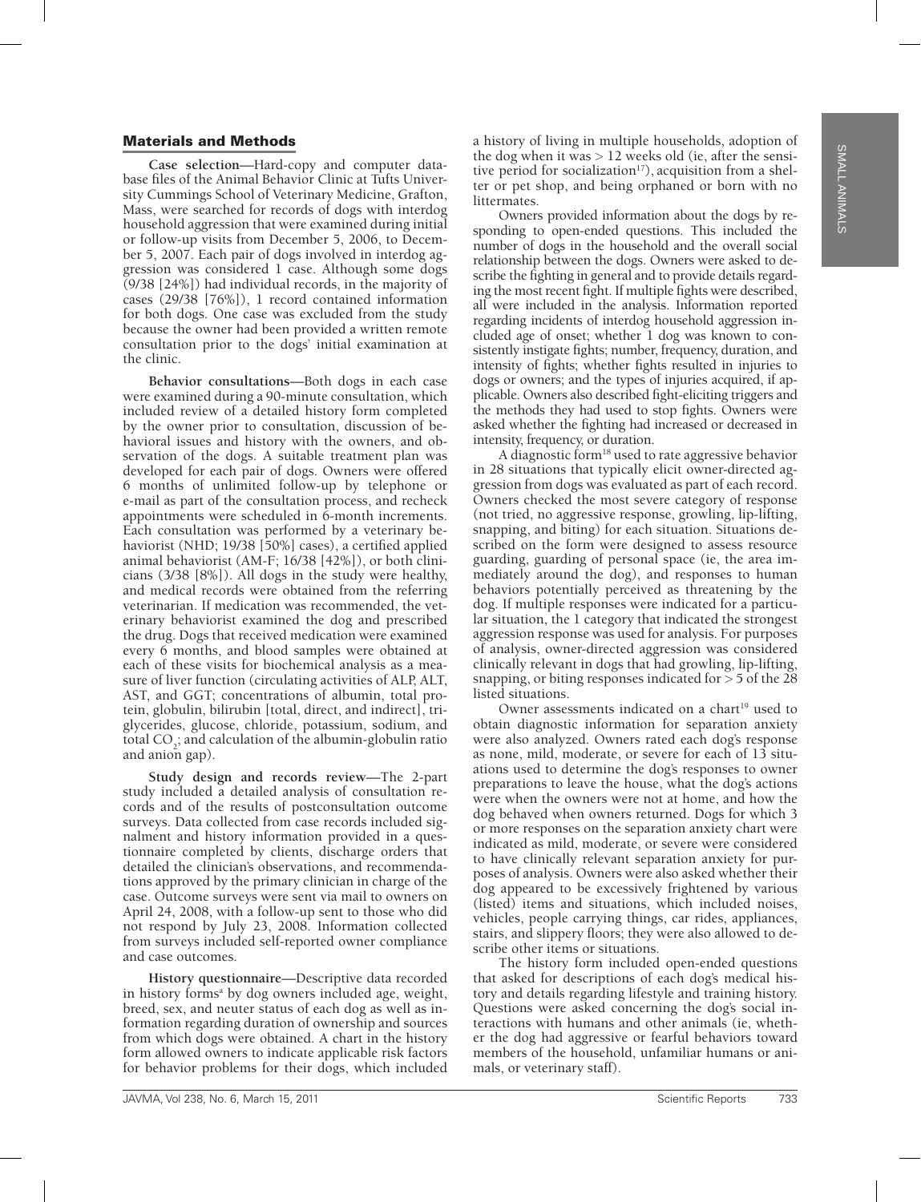## Materials and Methods

**Case selection**—Hard-copy and computer database files of the Animal Behavior Clinic at Tufts University Cummings School of Veterinary Medicine, Grafton, Mass, were searched for records of dogs with interdog household aggression that were examined during initial or follow-up visits from December 5, 2006, to December 5, 2007. Each pair of dogs involved in interdog aggression was considered 1 case. Although some dogs (9/38 [24%]) had individual records, in the majority of cases (29/38 [76%]), 1 record contained information for both dogs. One case was excluded from the study because the owner had been provided a written remote consultation prior to the dogs' initial examination at the clinic.

**Behavior consultations**—Both dogs in each case were examined during a 90-minute consultation, which included review of a detailed history form completed by the owner prior to consultation, discussion of behavioral issues and history with the owners, and observation of the dogs. A suitable treatment plan was developed for each pair of dogs. Owners were offered 6 months of unlimited follow-up by telephone or e-mail as part of the consultation process, and recheck appointments were scheduled in 6-month increments. Each consultation was performed by a veterinary behaviorist (NHD; 19/38 [50%] cases), a certified applied animal behaviorist (AM-F; 16/38 [42%]), or both clinicians (3/38 [8%]). All dogs in the study were healthy, and medical records were obtained from the referring veterinarian. If medication was recommended, the veterinary behaviorist examined the dog and prescribed the drug. Dogs that received medication were examined every 6 months, and blood samples were obtained at each of these visits for biochemical analysis as a measure of liver function (circulating activities of ALP, ALT, AST, and GGT; concentrations of albumin, total protein, globulin, bilirubin [total, direct, and indirect], triglycerides, glucose, chloride, potassium, sodium, and total $CO_2$; and calculation of the albumin-globulin ratio and anion gap).

**Study design and records review**—The 2-part study included a detailed analysis of consultation records and of the results of postconsultation outcome surveys. Data collected from case records included signalment and history information provided in a questionnaire completed by clients, discharge orders that detailed the clinician's observations, and recommendations approved by the primary clinician in charge of the case. Outcome surveys were sent via mail to owners on April 24, 2008, with a follow-up sent to those who did not respond by July 23, 2008. Information collected from surveys included self-reported owner compliance and case outcomes.

**History questionnaire**—Descriptive data recorded in history forms[a] by dog owners included age, weight, breed, sex, and neuter status of each dog as well as information regarding duration of ownership and sources from which dogs were obtained. A chart in the history form allowed owners to indicate applicable risk factors for behavior problems for their dogs, which included a history of living in multiple households, adoption of the dog when it was > 12 weeks old (ie, after the sensitive period for socialization[17]), acquisition from a shelter or pet shop, and being orphaned or born with no littermates.

Owners provided information about the dogs by responding to open-ended questions. This included the number of dogs in the household and the overall social relationship between the dogs. Owners were asked to describe the fighting in general and to provide details regarding the most recent fight. If multiple fights were described, all were included in the analysis. Information reported regarding incidents of interdog household aggression included age of onset; whether 1 dog was known to consistently instigate fights; number, frequency, duration, and intensity of fights; whether fights resulted in injuries to dogs or owners; and the types of injuries acquired, if applicable. Owners also described fight-eliciting triggers and the methods they had used to stop fights. Owners were asked whether the fighting had increased or decreased in intensity, frequency, or duration.

A diagnostic form[18] used to rate aggressive behavior in 28 situations that typically elicit owner-directed aggression from dogs was evaluated as part of each record. Owners checked the most severe category of response (not tried, no aggressive response, growling, lip-lifting, snapping, and biting) for each situation. Situations described on the form were designed to assess resource guarding, guarding of personal space (ie, the area immediately around the dog), and responses to human behaviors potentially perceived as threatening by the dog. If multiple responses were indicated for a particular situation, the 1 category that indicated the strongest aggression response was used for analysis. For purposes of analysis, owner-directed aggression was considered clinically relevant in dogs that had growling, lip-lifting, snapping, or biting responses indicated for > 5 of the 28 listed situations.

Owner assessments indicated on a chart[19] used to obtain diagnostic information for separation anxiety were also analyzed. Owners rated each dog's response as none, mild, moderate, or severe for each of 13 situations used to determine the dog's responses to owner preparations to leave the house, what the dog's actions were when the owners were not at home, and how the dog behaved when owners returned. Dogs for which 3 or more responses on the separation anxiety chart were indicated as mild, moderate, or severe were considered to have clinically relevant separation anxiety for purposes of analysis. Owners were also asked whether their dog appeared to be excessively frightened by various (listed) items and situations, which included noises, vehicles, people carrying things, car rides, appliances, stairs, and slippery floors; they were also allowed to describe other items or situations.

The history form included open-ended questions that asked for descriptions of each dog's medical history and details regarding lifestyle and training history. Questions were asked concerning the dog's social interactions with humans and other animals (ie, whether the dog had aggressive or fearful behaviors toward members of the household, unfamiliar humans or animals, or veterinary staff).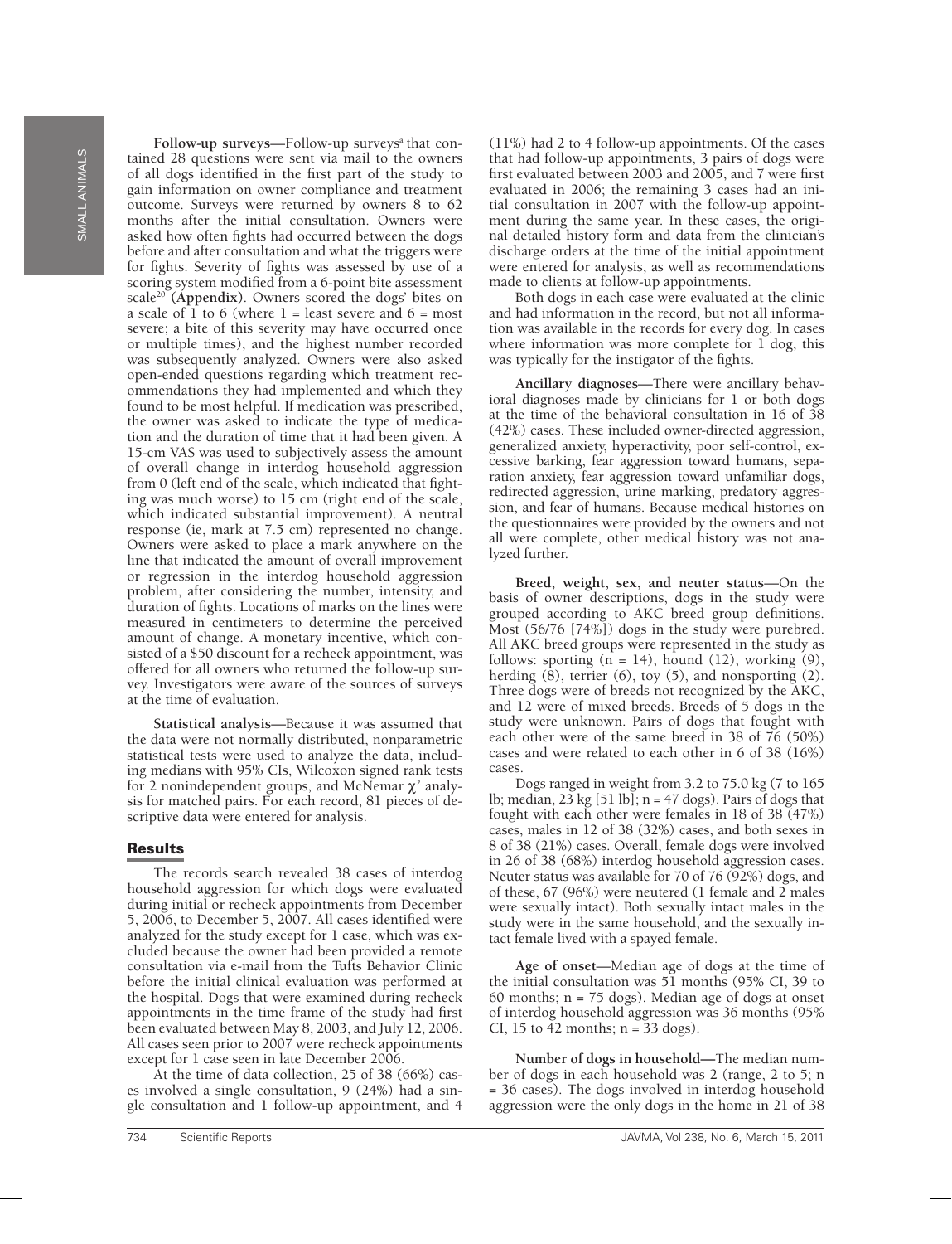**Follow-up surveys**—Follow-up surveys[a] that contained 28 questions were sent via mail to the owners of all dogs identified in the first part of the study to gain information on owner compliance and treatment outcome. Surveys were returned by owners 8 to 62 months after the initial consultation. Owners were asked how often fights had occurred between the dogs before and after consultation and what the triggers were for fights. Severity of fights was assessed by use of a scoring system modified from a 6-point bite assessment scale[20] (**Appendix**). Owners scored the dogs' bites on a scale of 1 to 6 (where 1 = least severe and 6 = most severe; a bite of this severity may have occurred once or multiple times), and the highest number recorded was subsequently analyzed. Owners were also asked open-ended questions regarding which treatment recommendations they had implemented and which they found to be most helpful. If medication was prescribed, the owner was asked to indicate the type of medication and the duration of time that it had been given. A 15-cm VAS was used to subjectively assess the amount of overall change in interdog household aggression from 0 (left end of the scale, which indicated that fighting was much worse) to 15 cm (right end of the scale, which indicated substantial improvement). A neutral response (ie, mark at 7.5 cm) represented no change. Owners were asked to place a mark anywhere on the line that indicated the amount of overall improvement or regression in the interdog household aggression problem, after considering the number, intensity, and duration of fights. Locations of marks on the lines were measured in centimeters to determine the perceived amount of change. A monetary incentive, which consisted of a $50 discount for a recheck appointment, was offered for all owners who returned the follow-up survey. Investigators were aware of the sources of surveys at the time of evaluation.

**Statistical analysis**—Because it was assumed that the data were not normally distributed, nonparametric statistical tests were used to analyze the data, including medians with 95% CIs, Wilcoxon signed rank tests for 2 nonindependent groups, and McNemar $\chi^2$ analysis for matched pairs. For each record, 81 pieces of descriptive data were entered for analysis.

## Results

The records search revealed 38 cases of interdog household aggression for which dogs were evaluated during initial or recheck appointments from December 5, 2006, to December 5, 2007. All cases identified were analyzed for the study except for 1 case, which was excluded because the owner had been provided a remote consultation via e-mail from the Tufts Behavior Clinic before the initial clinical evaluation was performed at the hospital. Dogs that were examined during recheck appointments in the time frame of the study had first been evaluated between May 8, 2003, and July 12, 2006. All cases seen prior to 2007 were recheck appointments except for 1 case seen in late December 2006.

At the time of data collection, 25 of 38 (66%) cases involved a single consultation, 9 (24%) had a single consultation and 1 follow-up appointment, and 4 (11%) had 2 to 4 follow-up appointments. Of the cases that had follow-up appointments, 3 pairs of dogs were first evaluated between 2003 and 2005, and 7 were first evaluated in 2006; the remaining 3 cases had an initial consultation in 2007 with the follow-up appointment during the same year. In these cases, the original detailed history form and data from the clinician's discharge orders at the time of the initial appointment were entered for analysis, as well as recommendations made to clients at follow-up appointments.

Both dogs in each case were evaluated at the clinic and had information in the record, but not all information was available in the records for every dog. In cases where information was more complete for 1 dog, this was typically for the instigator of the fights.

**Ancillary diagnoses**—There were ancillary behavioral diagnoses made by clinicians for 1 or both dogs at the time of the behavioral consultation in 16 of 38 (42%) cases. These included owner-directed aggression, generalized anxiety, hyperactivity, poor self-control, excessive barking, fear aggression toward humans, separation anxiety, fear aggression toward unfamiliar dogs, redirected aggression, urine marking, predatory aggression, and fear of humans. Because medical histories on the questionnaires were provided by the owners and not all were complete, other medical history was not analyzed further.

**Breed, weight, sex, and neuter status**—On the basis of owner descriptions, dogs in the study were grouped according to AKC breed group definitions. Most (56/76 [74%]) dogs in the study were purebred. All AKC breed groups were represented in the study as follows: sporting (n = 14), hound (12), working (9), herding (8), terrier (6), toy (5), and nonsporting (2). Three dogs were of breeds not recognized by the AKC, and 12 were of mixed breeds. Breeds of 5 dogs in the study were unknown. Pairs of dogs that fought with each other were of the same breed in 38 of 76 (50%) cases and were related to each other in 6 of 38 (16%) cases.

Dogs ranged in weight from 3.2 to 75.0 kg (7 to 165 lb; median, 23 kg [51 lb]; n = 47 dogs). Pairs of dogs that fought with each other were females in 18 of 38 (47%) cases, males in 12 of 38 (32%) cases, and both sexes in 8 of 38 (21%) cases. Overall, female dogs were involved in 26 of 38 (68%) interdog household aggression cases. Neuter status was available for 70 of 76 (92%) dogs, and of these, 67 (96%) were neutered (1 female and 2 males were sexually intact). Both sexually intact males in the study were in the same household, and the sexually intact female lived with a spayed female.

**Age of onset**—Median age of dogs at the time of the initial consultation was 51 months (95% CI, 39 to 60 months; n = 75 dogs). Median age of dogs at onset of interdog household aggression was 36 months (95% CI, 15 to 42 months; n = 33 dogs).

**Number of dogs in household**—The median number of dogs in each household was 2 (range, 2 to 5; n = 36 cases). The dogs involved in interdog household aggression were the only dogs in the home in 21 of 38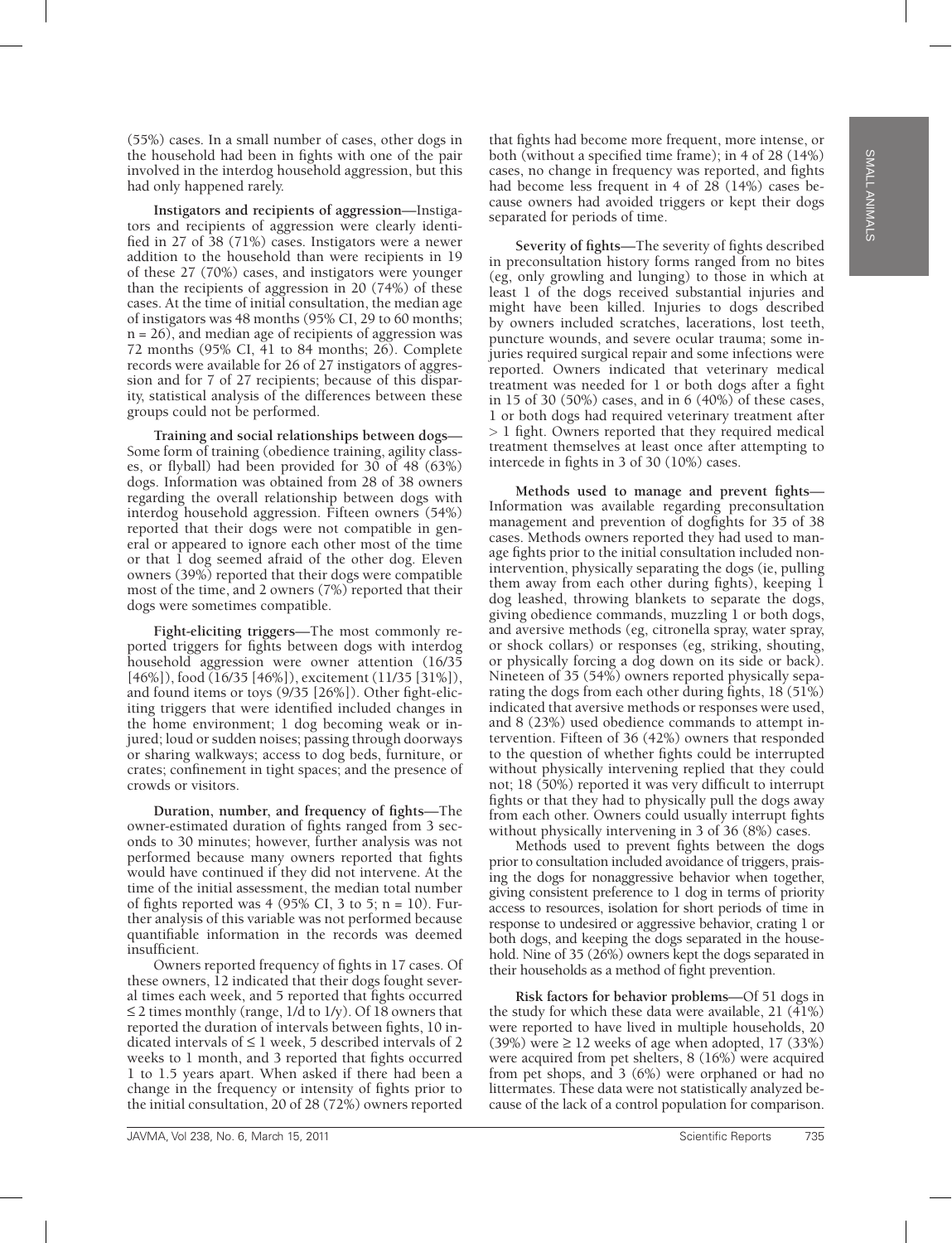(55%) cases. In a small number of cases, other dogs in the household had been in fights with one of the pair involved in the interdog household aggression, but this had only happened rarely.

**Instigators and recipients of aggression**—Instigators and recipients of aggression were clearly identified in 27 of 38 (71%) cases. Instigators were a newer addition to the household than were recipients in 19 of these 27 (70%) cases, and instigators were younger than the recipients of aggression in 20 (74%) of these cases. At the time of initial consultation, the median age of instigators was 48 months (95% CI, 29 to 60 months; n = 26), and median age of recipients of aggression was 72 months (95% CI, 41 to 84 months; 26). Complete records were available for 26 of 27 instigators of aggression and for 7 of 27 recipients; because of this disparity, statistical analysis of the differences between these groups could not be performed.

**Training and social relationships between dogs**—Some form of training (obedience training, agility classes, or flyball) had been provided for 30 of 48 (63%) dogs. Information was obtained from 28 of 38 owners regarding the overall relationship between dogs with interdog household aggression. Fifteen owners (54%) reported that their dogs were not compatible in general or appeared to ignore each other most of the time or that 1 dog seemed afraid of the other dog. Eleven owners (39%) reported that their dogs were compatible most of the time, and 2 owners (7%) reported that their dogs were sometimes compatible.

**Fight-eliciting triggers**—The most commonly reported triggers for fights between dogs with interdog household aggression were owner attention (16/35 [46%]), food (16/35 [46%]), excitement (11/35 [31%]), and found items or toys (9/35 [26%]). Other fight-eliciting triggers that were identified included changes in the home environment; 1 dog becoming weak or injured; loud or sudden noises; passing through doorways or sharing walkways; access to dog beds, furniture, or crates; confinement in tight spaces; and the presence of crowds or visitors.

**Duration, number, and frequency of fights**—The owner-estimated duration of fights ranged from 3 seconds to 30 minutes; however, further analysis was not performed because many owners reported that fights would have continued if they did not intervene. At the time of the initial assessment, the median total number of fights reported was 4 (95% CI, 3 to 5; n = 10). Further analysis of this variable was not performed because quantifiable information in the records was deemed insufficient.

Owners reported frequency of fights in 17 cases. Of these owners, 12 indicated that their dogs fought several times each week, and 5 reported that fights occurred ≤ 2 times monthly (range, 1/d to 1/y). Of 18 owners that reported the duration of intervals between fights, 10 indicated intervals of ≤ 1 week, 5 described intervals of 2 weeks to 1 month, and 3 reported that fights occurred 1 to 1.5 years apart. When asked if there had been a change in the frequency or intensity of fights prior to the initial consultation, 20 of 28 (72%) owners reported that fights had become more frequent, more intense, or both (without a specified time frame); in 4 of 28 (14%) cases, no change in frequency was reported, and fights had become less frequent in 4 of 28 (14%) cases because owners had avoided triggers or kept their dogs separated for periods of time.

**Severity of fights**—The severity of fights described in preconsultation history forms ranged from no bites (eg, only growling and lunging) to those in which at least 1 of the dogs received substantial injuries and might have been killed. Injuries to dogs described by owners included scratches, lacerations, lost teeth, puncture wounds, and severe ocular trauma; some injuries required surgical repair and some infections were reported. Owners indicated that veterinary medical treatment was needed for 1 or both dogs after a fight in 15 of 30 (50%) cases, and in 6 (40%) of these cases, 1 or both dogs had required veterinary treatment after > 1 fight. Owners reported that they required medical treatment themselves at least once after attempting to intercede in fights in 3 of 30 (10%) cases.

**Methods used to manage and prevent fights**—Information was available regarding preconsultation management and prevention of dogfights for 35 of 38 cases. Methods owners reported they had used to manage fights prior to the initial consultation included nonintervention, physically separating the dogs (ie, pulling them away from each other during fights), keeping 1 dog leashed, throwing blankets to separate the dogs, giving obedience commands, muzzling 1 or both dogs, and aversive methods (eg, citronella spray, water spray, or shock collars) or responses (eg, striking, shouting, or physically forcing a dog down on its side or back). Nineteen of 35 (54%) owners reported physically separating the dogs from each other during fights, 18 (51%) indicated that aversive methods or responses were used, and 8 (23%) used obedience commands to attempt intervention. Fifteen of 36 (42%) owners that responded to the question of whether fights could be interrupted without physically intervening replied that they could not; 18 (50%) reported it was very difficult to interrupt fights or that they had to physically pull the dogs away from each other. Owners could usually interrupt fights without physically intervening in 3 of 36 (8%) cases.

Methods used to prevent fights between the dogs prior to consultation included avoidance of triggers, praising the dogs for nonaggressive behavior when together, giving consistent preference to 1 dog in terms of priority access to resources, isolation for short periods of time in response to undesired or aggressive behavior, crating 1 or both dogs, and keeping the dogs separated in the household. Nine of 35 (26%) owners kept the dogs separated in their households as a method of fight prevention.

**Risk factors for behavior problems**—Of 51 dogs in the study for which these data were available, 21 (41%) were reported to have lived in multiple households, 20 (39%) were ≥ 12 weeks of age when adopted, 17 (33%) were acquired from pet shelters, 8 (16%) were acquired from pet shops, and 3 (6%) were orphaned or had no littermates. These data were not statistically analyzed because of the lack of a control population for comparison.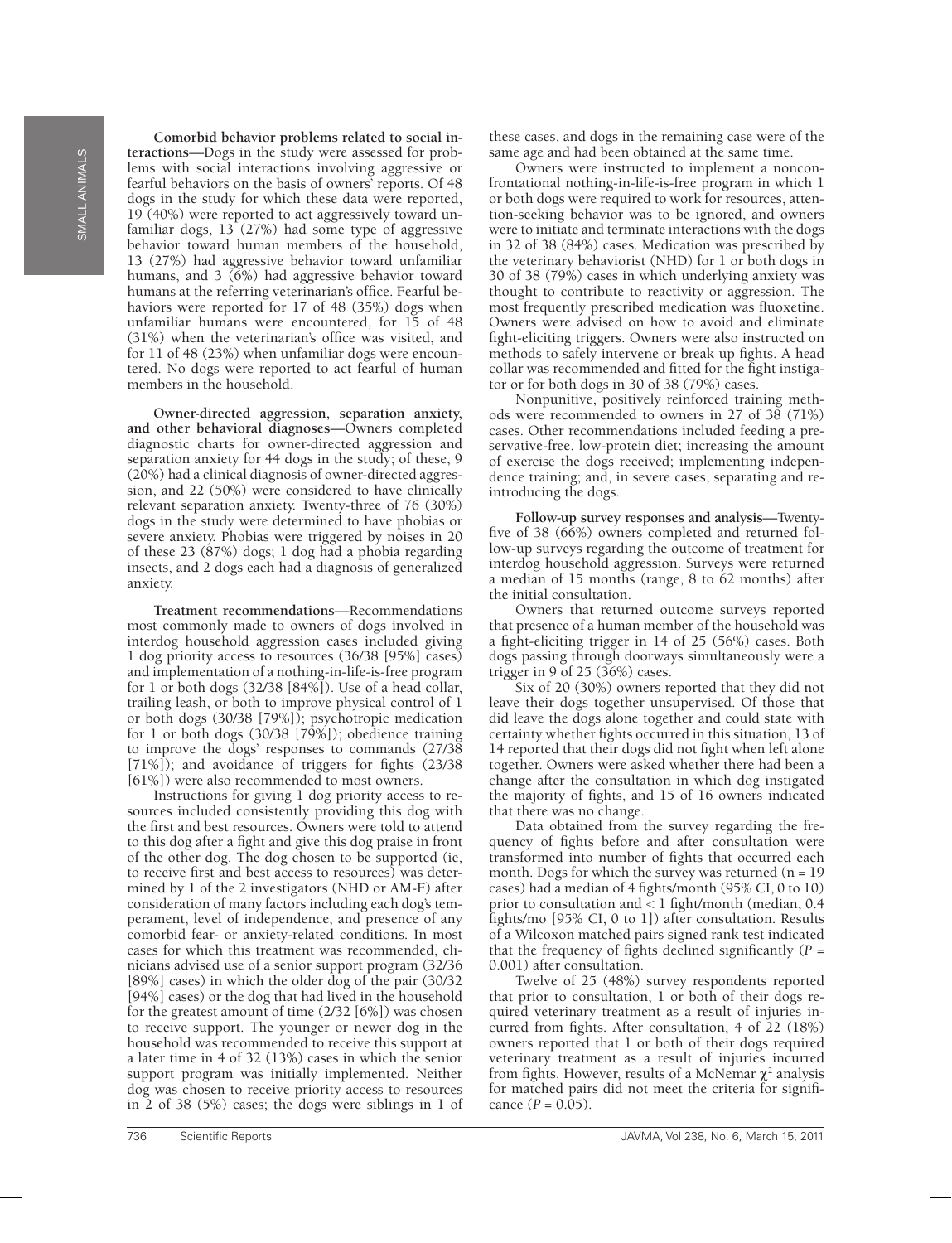**Comorbid behavior problems related to social interactions**—Dogs in the study were assessed for problems with social interactions involving aggressive or fearful behaviors on the basis of owners' reports. Of 48 dogs in the study for which these data were reported, 19 (40%) were reported to act aggressively toward unfamiliar dogs, 13 (27%) had some type of aggressive behavior toward human members of the household, 13 (27%) had aggressive behavior toward unfamiliar humans, and 3 (6%) had aggressive behavior toward humans at the referring veterinarian's office. Fearful behaviors were reported for 17 of 48 (35%) dogs when unfamiliar humans were encountered, for 15 of 48 (31%) when the veterinarian's office was visited, and for 11 of 48 (23%) when unfamiliar dogs were encountered. No dogs were reported to act fearful of human members in the household.

**Owner-directed aggression, separation anxiety, and other behavioral diagnoses**—Owners completed diagnostic charts for owner-directed aggression and separation anxiety for 44 dogs in the study; of these, 9 (20%) had a clinical diagnosis of owner-directed aggression, and 22 (50%) were considered to have clinically relevant separation anxiety. Twenty-three of 76 (30%) dogs in the study were determined to have phobias or severe anxiety. Phobias were triggered by noises in 20 of these 23 (87%) dogs; 1 dog had a phobia regarding insects, and 2 dogs each had a diagnosis of generalized anxiety.

**Treatment recommendations**—Recommendations most commonly made to owners of dogs involved in interdog household aggression cases included giving 1 dog priority access to resources (36/38 [95%] cases) and implementation of a nothing-in-life-is-free program for 1 or both dogs (32/38 [84%]). Use of a head collar, trailing leash, or both to improve physical control of 1 or both dogs (30/38 [79%]); psychotropic medication for 1 or both dogs (30/38 [79%]); obedience training to improve the dogs' responses to commands (27/38 [71%]); and avoidance of triggers for fights (23/38 [61%]) were also recommended to most owners.

Instructions for giving 1 dog priority access to resources included consistently providing this dog with the first and best resources. Owners were told to attend to this dog after a fight and give this dog praise in front of the other dog. The dog chosen to be supported (ie, to receive first and best access to resources) was determined by 1 of the 2 investigators (NHD or AM-F) after consideration of many factors including each dog's temperament, level of independence, and presence of any comorbid fear- or anxiety-related conditions. In most cases for which this treatment was recommended, clinicians advised use of a senior support program (32/36 [89%] cases) in which the older dog of the pair (30/32 [94%] cases) or the dog that had lived in the household for the greatest amount of time (2/32 [6%]) was chosen to receive support. The younger or newer dog in the household was recommended to receive this support at a later time in 4 of 32 (13%) cases in which the senior support program was initially implemented. Neither dog was chosen to receive priority access to resources in 2 of 38 (5%) cases; the dogs were siblings in 1 of these cases, and dogs in the remaining case were of the same age and had been obtained at the same time.

Owners were instructed to implement a nonconfrontational nothing-in-life-is-free program in which 1 or both dogs were required to work for resources, attention-seeking behavior was to be ignored, and owners were to initiate and terminate interactions with the dogs in 32 of 38 (84%) cases. Medication was prescribed by the veterinary behaviorist (NHD) for 1 or both dogs in 30 of 38 (79%) cases in which underlying anxiety was thought to contribute to reactivity or aggression. The most frequently prescribed medication was fluoxetine. Owners were advised on how to avoid and eliminate fight-eliciting triggers. Owners were also instructed on methods to safely intervene or break up fights. A head collar was recommended and fitted for the fight instigator or for both dogs in 30 of 38 (79%) cases.

Nonpunitive, positively reinforced training methods were recommended to owners in 27 of 38 (71%) cases. Other recommendations included feeding a preservative-free, low-protein diet; increasing the amount of exercise the dogs received; implementing independence training; and, in severe cases, separating and reintroducing the dogs.

**Follow-up survey responses and analysis**—Twenty-five of 38 (66%) owners completed and returned follow-up surveys regarding the outcome of treatment for interdog household aggression. Surveys were returned a median of 15 months (range, 8 to 62 months) after the initial consultation.

Owners that returned outcome surveys reported that presence of a human member of the household was a fight-eliciting trigger in 14 of 25 (56%) cases. Both dogs passing through doorways simultaneously were a trigger in 9 of 25 (36%) cases.

Six of 20 (30%) owners reported that they did not leave their dogs together unsupervised. Of those that did leave the dogs alone together and could state with certainty whether fights occurred in this situation, 13 of 14 reported that their dogs did not fight when left alone together. Owners were asked whether there had been a change after the consultation in which dog instigated the majority of fights, and 15 of 16 owners indicated that there was no change.

Data obtained from the survey regarding the frequency of fights before and after consultation were transformed into number of fights that occurred each month. Dogs for which the survey was returned ($n = 19$ cases) had a median of 4 fights/month (95% CI, 0 to 10) prior to consultation and < 1 fight/month (median, 0.4 fights/mo [95% CI, 0 to 1]) after consultation. Results of a Wilcoxon matched pairs signed rank test indicated that the frequency of fights declined significantly ($P = 0.001$) after consultation.

Twelve of 25 (48%) survey respondents reported that prior to consultation, 1 or both of their dogs required veterinary treatment as a result of injuries incurred from fights. After consultation, 4 of 22 (18%) owners reported that 1 or both of their dogs required veterinary treatment as a result of injuries incurred from fights. However, results of a McNemar $\chi^2$ analysis for matched pairs did not meet the criteria for significance ($P = 0.05$).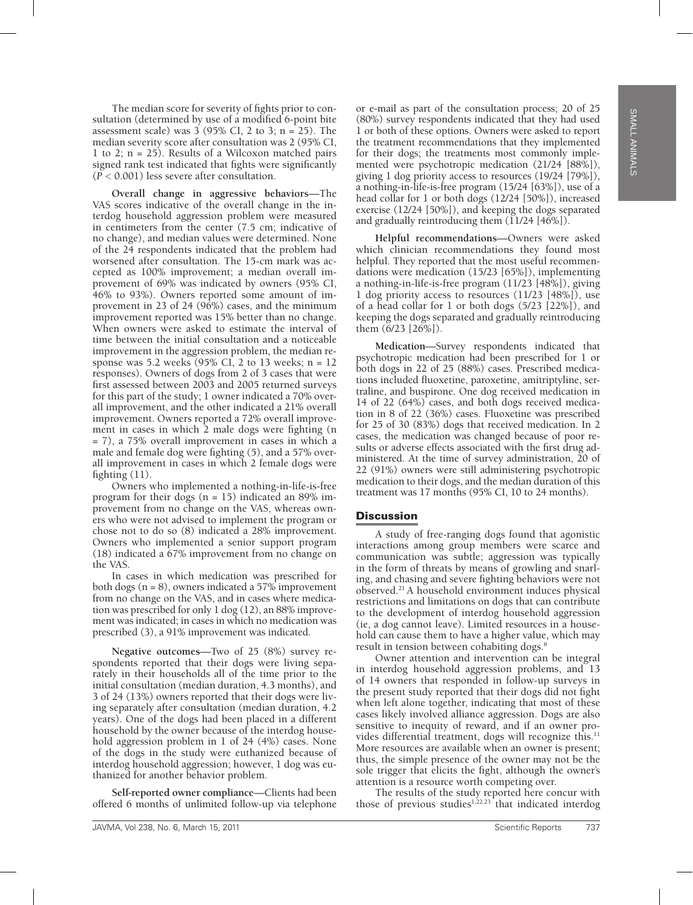The median score for severity of fights prior to consultation (determined by use of a modified 6-point bite assessment scale) was 3 (95% CI, 2 to 3; n = 25). The median severity score after consultation was 2 (95% CI, 1 to 2; n = 25). Results of a Wilcoxon matched pairs signed rank test indicated that fights were significantly ($P < 0.001$) less severe after consultation.

**Overall change in aggressive behaviors**—The VAS scores indicative of the overall change in the interdog household aggression problem were measured in centimeters from the center (7.5 cm; indicative of no change), and median values were determined. None of the 24 respondents indicated that the problem had worsened after consultation. The 15-cm mark was accepted as 100% improvement; a median overall improvement of 69% was indicated by owners (95% CI, 46% to 93%). Owners reported some amount of improvement in 23 of 24 (96%) cases, and the minimum improvement reported was 15% better than no change. When owners were asked to estimate the interval of time between the initial consultation and a noticeable improvement in the aggression problem, the median response was 5.2 weeks (95% CI, 2 to 13 weeks; n = 12 responses). Owners of dogs from 2 of 3 cases that were first assessed between 2003 and 2005 returned surveys for this part of the study; 1 owner indicated a 70% overall improvement, and the other indicated a 21% overall improvement. Owners reported a 72% overall improvement in cases in which 2 male dogs were fighting (n = 7), a 75% overall improvement in cases in which a male and female dog were fighting (5), and a 57% overall improvement in cases in which 2 female dogs were fighting (11).

Owners who implemented a nothing-in-life-is-free program for their dogs (n = 15) indicated an 89% improvement from no change on the VAS, whereas owners who were not advised to implement the program or chose not to do so (8) indicated a 28% improvement. Owners who implemented a senior support program (18) indicated a 67% improvement from no change on the VAS.

In cases in which medication was prescribed for both dogs (n = 8), owners indicated a 57% improvement from no change on the VAS, and in cases where medication was prescribed for only 1 dog (12), an 88% improvement was indicated; in cases in which no medication was prescribed (3), a 91% improvement was indicated.

**Negative outcomes**—Two of 25 (8%) survey respondents reported that their dogs were living separately in their households all of the time prior to the initial consultation (median duration, 4.3 months), and 3 of 24 (13%) owners reported that their dogs were living separately after consultation (median duration, 4.2 years). One of the dogs had been placed in a different household by the owner because of the interdog household aggression problem in 1 of 24 (4%) cases. None of the dogs in the study were euthanized because of interdog household aggression; however, 1 dog was euthanized for another behavior problem.

**Self-reported owner compliance**—Clients had been offered 6 months of unlimited follow-up via telephone or e-mail as part of the consultation process; 20 of 25 (80%) survey respondents indicated that they had used 1 or both of these options. Owners were asked to report the treatment recommendations that they implemented for their dogs; the treatments most commonly implemented were psychotropic medication (21/24 [88%]), giving 1 dog priority access to resources (19/24 [79%]), a nothing-in-life-is-free program (15/24 [63%]), use of a head collar for 1 or both dogs (12/24 [50%]), increased exercise (12/24 [50%]), and keeping the dogs separated and gradually reintroducing them (11/24 [46%]).

**Helpful recommendations**—Owners were asked which clinician recommendations they found most helpful. They reported that the most useful recommendations were medication (15/23 [65%]), implementing a nothing-in-life-is-free program (11/23 [48%]), giving 1 dog priority access to resources (11/23 [48%]), use of a head collar for 1 or both dogs (5/23 [22%]), and keeping the dogs separated and gradually reintroducing them (6/23 [26%]).

**Medication**—Survey respondents indicated that psychotropic medication had been prescribed for 1 or both dogs in 22 of 25 (88%) cases. Prescribed medications included fluoxetine, paroxetine, amitriptyline, sertraline, and buspirone. One dog received medication in 14 of 22 (64%) cases, and both dogs received medication in 8 of 22 (36%) cases. Fluoxetine was prescribed for 25 of 30 (83%) dogs that received medication. In 2 cases, the medication was changed because of poor results or adverse effects associated with the first drug administered. At the time of survey administration, 20 of 22 (91%) owners were still administering psychotropic medication to their dogs, and the median duration of this treatment was 17 months (95% CI, 10 to 24 months).

## Discussion

A study of free-ranging dogs found that agonistic interactions among group members were scarce and communication was subtle; aggression was typically in the form of threats by means of growling and snarling, and chasing and severe fighting behaviors were not observed.[21] A household environment induces physical restrictions and limitations on dogs that can contribute to the development of interdog household aggression (ie, a dog cannot leave). Limited resources in a household can cause them to have a higher value, which may result in tension between cohabiting dogs.[8]

Owner attention and intervention can be integral in interdog household aggression problems, and 13 of 14 owners that responded in follow-up surveys in the present study reported that their dogs did not fight when left alone together, indicating that most of these cases likely involved alliance aggression. Dogs are also sensitive to inequity of reward, and if an owner provides differential treatment, dogs will recognize this.[11] More resources are available when an owner is present; thus, the simple presence of the owner may not be the sole trigger that elicits the fight, although the owner's attention is a resource worth competing over.

The results of the study reported here concur with those of previous studies[1,22,23] that indicated interdog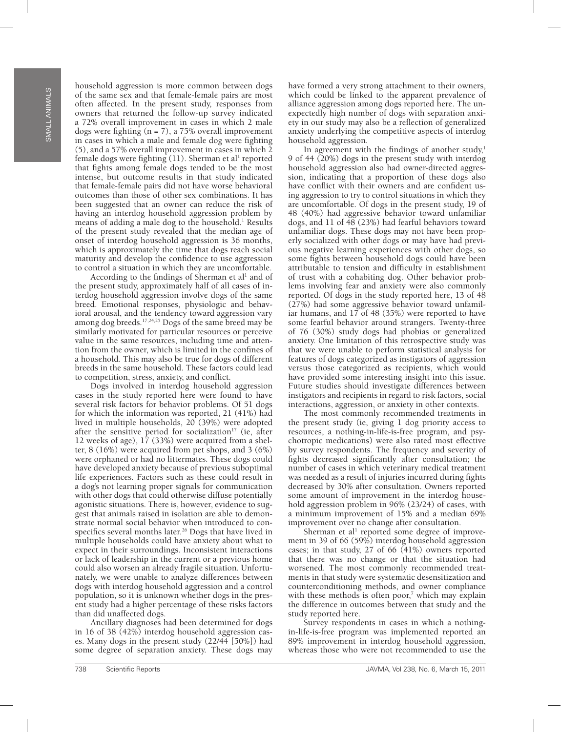household aggression is more common between dogs of the same sex and that female-female pairs are most often affected. In the present study, responses from owners that returned the follow-up survey indicated a 72% overall improvement in cases in which 2 male dogs were fighting (n = 7), a 75% overall improvement in cases in which a male and female dog were fighting (5), and a 57% overall improvement in cases in which 2 female dogs were fighting (11). Sherman et al[1] reported that fights among female dogs tended to be the most intense, but outcome results in that study indicated that female-female pairs did not have worse behavioral outcomes than those of other sex combinations. It has been suggested that an owner can reduce the risk of having an interdog household aggression problem by means of adding a male dog to the household.[1] Results of the present study revealed that the median age of onset of interdog household aggression is 36 months, which is approximately the time that dogs reach social maturity and develop the confidence to use aggression to control a situation in which they are uncomfortable.

According to the findings of Sherman et al[1] and of the present study, approximately half of all cases of interdog household aggression involve dogs of the same breed. Emotional responses, physiologic and behavioral arousal, and the tendency toward aggression vary among dog breeds.[17,24,25] Dogs of the same breed may be similarly motivated for particular resources or perceive value in the same resources, including time and attention from the owner, which is limited in the confines of a household. This may also be true for dogs of different breeds in the same household. These factors could lead to competition, stress, anxiety, and conflict.

Dogs involved in interdog household aggression cases in the study reported here were found to have several risk factors for behavior problems. Of 51 dogs for which the information was reported, 21 (41%) had lived in multiple households, 20 (39%) were adopted after the sensitive period for socialization[17] (ie, after 12 weeks of age), 17 (33%) were acquired from a shelter, 8 (16%) were acquired from pet shops, and 3 (6%) were orphaned or had no littermates. These dogs could have developed anxiety because of previous suboptimal life experiences. Factors such as these could result in a dog's not learning proper signals for communication with other dogs that could otherwise diffuse potentially agonistic situations. There is, however, evidence to suggest that animals raised in isolation are able to demonstrate normal social behavior when introduced to conspecifics several months later.[26] Dogs that have lived in multiple households could have anxiety about what to expect in their surroundings. Inconsistent interactions or lack of leadership in the current or a previous home could also worsen an already fragile situation. Unfortunately, we were unable to analyze differences between dogs with interdog household aggression and a control population, so it is unknown whether dogs in the present study had a higher percentage of these risks factors than did unaffected dogs.

Ancillary diagnoses had been determined for dogs in 16 of 38 (42%) interdog household aggression cases. Many dogs in the present study (22/44 [50%]) had some degree of separation anxiety. These dogs may have formed a very strong attachment to their owners, which could be linked to the apparent prevalence of alliance aggression among dogs reported here. The unexpectedly high number of dogs with separation anxiety in our study may also be a reflection of generalized anxiety underlying the competitive aspects of interdog household aggression.

In agreement with the findings of another study,[1] 9 of 44 (20%) dogs in the present study with interdog household aggression also had owner-directed aggression, indicating that a proportion of these dogs also have conflict with their owners and are confident using aggression to try to control situations in which they are uncomfortable. Of dogs in the present study, 19 of 48 (40%) had aggressive behavior toward unfamiliar dogs, and 11 of 48 (23%) had fearful behaviors toward unfamiliar dogs. These dogs may not have been properly socialized with other dogs or may have had previous negative learning experiences with other dogs, so some fights between household dogs could have been attributable to tension and difficulty in establishment of trust with a cohabiting dog. Other behavior problems involving fear and anxiety were also commonly reported. Of dogs in the study reported here, 13 of 48 (27%) had some aggressive behavior toward unfamiliar humans, and 17 of 48 (35%) were reported to have some fearful behavior around strangers. Twenty-three of 76 (30%) study dogs had phobias or generalized anxiety. One limitation of this retrospective study was that we were unable to perform statistical analysis for features of dogs categorized as instigators of aggression versus those categorized as recipients, which would have provided some interesting insight into this issue. Future studies should investigate differences between instigators and recipients in regard to risk factors, social interactions, aggression, or anxiety in other contexts.

The most commonly recommended treatments in the present study (ie, giving 1 dog priority access to resources, a nothing-in-life-is-free program, and psychotropic medications) were also rated most effective by survey respondents. The frequency and severity of fights decreased significantly after consultation; the number of cases in which veterinary medical treatment was needed as a result of injuries incurred during fights decreased by 30% after consultation. Owners reported some amount of improvement in the interdog household aggression problem in 96% (23/24) of cases, with a minimum improvement of 15% and a median 69% improvement over no change after consultation.

Sherman et al[1] reported some degree of improvement in 39 of 66 (59%) interdog household aggression cases; in that study, 27 of 66 (41%) owners reported that there was no change or that the situation had worsened. The most commonly recommended treatments in that study were systematic desensitization and counterconditioning methods, and owner compliance with these methods is often poor,[7] which may explain the difference in outcomes between that study and the study reported here.

Survey respondents in cases in which a nothing-in-life-is-free program was implemented reported an 89% improvement in interdog household aggression, whereas those who were not recommended to use the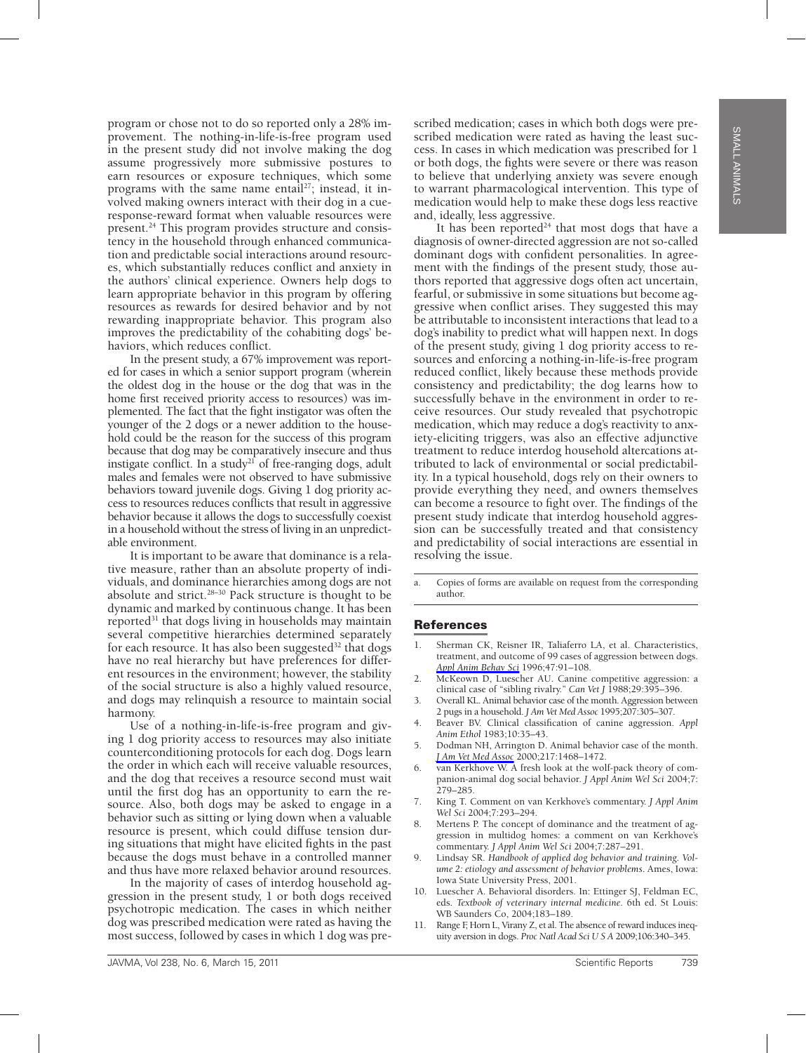program or chose not to do so reported only a 28% improvement. The nothing-in-life-is-free program used in the present study did not involve making the dog assume progressively more submissive postures to earn resources or exposure techniques, which some programs with the same name entail[27]; instead, it involved making owners interact with their dog in a cue-response-reward format when valuable resources were present.[24] This program provides structure and consistency in the household through enhanced communication and predictable social interactions around resources, which substantially reduces conflict and anxiety in the authors' clinical experience. Owners help dogs to learn appropriate behavior in this program by offering resources as rewards for desired behavior and by not rewarding inappropriate behavior. This program also improves the predictability of the cohabiting dogs' behaviors, which reduces conflict.

In the present study, a 67% improvement was reported for cases in which a senior support program (wherein the oldest dog in the house or the dog that was in the home first received priority access to resources) was implemented. The fact that the fight instigator was often the younger of the 2 dogs or a newer addition to the household could be the reason for the success of this program because that dog may be comparatively insecure and thus instigate conflict. In a study[21] of free-ranging dogs, adult males and females were not observed to have submissive behaviors toward juvenile dogs. Giving 1 dog priority access to resources reduces conflicts that result in aggressive behavior because it allows the dogs to successfully coexist in a household without the stress of living in an unpredictable environment.

It is important to be aware that dominance is a relative measure, rather than an absolute property of individuals, and dominance hierarchies among dogs are not absolute and strict.[28–30] Pack structure is thought to be dynamic and marked by continuous change. It has been reported[31] that dogs living in households may maintain several competitive hierarchies determined separately for each resource. It has also been suggested[32] that dogs have no real hierarchy but have preferences for different resources in the environment; however, the stability of the social structure is also a highly valued resource, and dogs may relinquish a resource to maintain social harmony.

Use of a nothing-in-life-is-free program and giving 1 dog priority access to resources may also initiate counterconditioning protocols for each dog. Dogs learn the order in which each will receive valuable resources, and the dog that receives a resource second must wait until the first dog has an opportunity to earn the resource. Also, both dogs may be asked to engage in a behavior such as sitting or lying down when a valuable resource is present, which could diffuse tension during situations that might have elicited fights in the past because the dogs must behave in a controlled manner and thus have more relaxed behavior around resources.

In the majority of cases of interdog household aggression in the present study, 1 or both dogs received psychotropic medication. The cases in which neither dog was prescribed medication were rated as having the most success, followed by cases in which 1 dog was prescribed medication; cases in which both dogs were prescribed medication were rated as having the least success. In cases in which medication was prescribed for 1 or both dogs, the fights were severe or there was reason to believe that underlying anxiety was severe enough to warrant pharmacological intervention. This type of medication would help to make these dogs less reactive and, ideally, less aggressive.

It has been reported[24] that most dogs that have a diagnosis of owner-directed aggression are not so-called dominant dogs with confident personalities. In agreement with the findings of the present study, those authors reported that aggressive dogs often act uncertain, fearful, or submissive in some situations but become aggressive when conflict arises. They suggested this may be attributable to inconsistent interactions that lead to a dog's inability to predict what will happen next. In dogs of the present study, giving 1 dog priority access to resources and enforcing a nothing-in-life-is-free program reduced conflict, likely because these methods provide consistency and predictability; the dog learns how to successfully behave in the environment in order to receive resources. Our study revealed that psychotropic medication, which may reduce a dog's reactivity to anxiety-eliciting triggers, was also an effective adjunctive treatment to reduce interdog household altercations attributed to lack of environmental or social predictability. In a typical household, dogs rely on their owners to provide everything they need, and owners themselves can become a resource to fight over. The findings of the present study indicate that interdog household aggression can be successfully treated and that consistency and predictability of social interactions are essential in resolving the issue.

a. Copies of forms are available on request from the corresponding author.

## References

1. Sherman CK, Reisner IR, Taliaferro LA, et al. Characteristics, treatment, and outcome of 99 cases of aggression between dogs. *Appl Anim Behav Sci* 1996;47:91–108.
2. McKeown D, Luescher AU. Canine competitive aggression: a clinical case of "sibling rivalry." *Can Vet J* 1988;29:395–396.
3. Overall KL. Animal behavior case of the month. Aggression between 2 pugs in a household. *J Am Vet Med Assoc* 1995;207:305–307.
4. Beaver BV. Clinical classification of canine aggression. *Appl Anim Ethol* 1983;10:35–43.
5. Dodman NH, Arrington D. Animal behavior case of the month. *J Am Vet Med Assoc* 2000;217:1468–1472.
6. van Kerkhove W. A fresh look at the wolf-pack theory of companion-animal dog social behavior. *J Appl Anim Wel Sci* 2004;7:279–285.
7. King T. Comment on van Kerkhove's commentary. *J Appl Anim Wel Sci* 2004;7:293–294.
8. Mertens P. The concept of dominance and the treatment of aggression in multidog homes: a comment on van Kerkhove's commentary. *J Appl Anim Wel Sci* 2004;7:287–291.
9. Lindsay SR. *Handbook of applied dog behavior and training. Volume 2: etiology and assessment of behavior problems*. Ames, Iowa: Iowa State University Press, 2001.
10. Luescher A. Behavioral disorders. In: Ettinger SJ, Feldman EC, eds. *Textbook of veterinary internal medicine*. 6th ed. St Louis: WB Saunders Co, 2004;183–189.
11. Range F, Horn L, Virany Z, et al. The absence of reward induces inequity aversion in dogs. *Proc Natl Acad Sci U S A* 2009;106:340–345.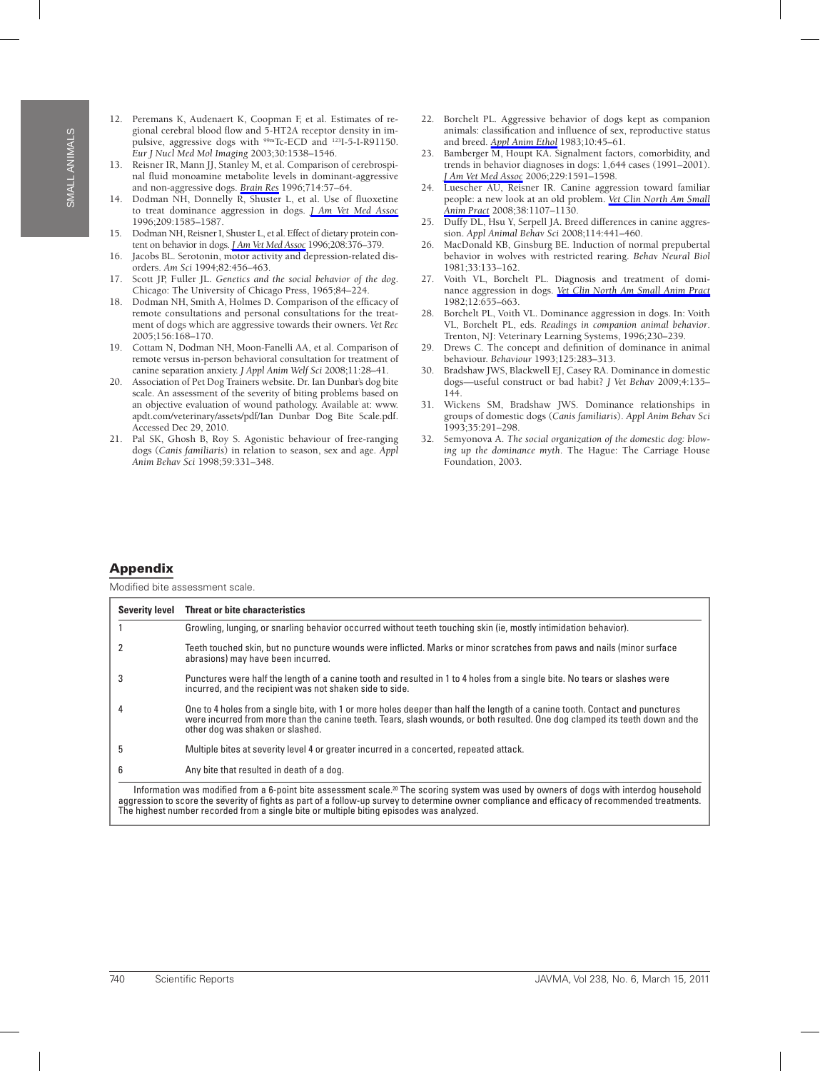12. Peremans K, Audenaert K, Coopman F, et al. Estimates of regional cerebral blood flow and 5-HT2A receptor density in impulsive, aggressive dogs with $^{99m}$Tc-ECD and $^{123}$I-5-I-R91150. *Eur J Nucl Med Mol Imaging* 2003;30:1538–1546.
13. Reisner IR, Mann JJ, Stanley M, et al. Comparison of cerebrospinal fluid monoamine metabolite levels in dominant-aggressive and non-aggressive dogs. *Brain Res* 1996;714:57–64.
14. Dodman NH, Donnelly R, Shuster L, et al. Use of fluoxetine to treat dominance aggression in dogs. *J Am Vet Med Assoc* 1996;209:1585–1587.
15. Dodman NH, Reisner I, Shuster L, et al. Effect of dietary protein content on behavior in dogs. *J Am Vet Med Assoc* 1996;208:376–379.
16. Jacobs BL. Serotonin, motor activity and depression-related disorders. *Am Sci* 1994;82:456–463.
17. Scott JP, Fuller JL. *Genetics and the social behavior of the dog.* Chicago: The University of Chicago Press, 1965;84–224.
18. Dodman NH, Smith A, Holmes D. Comparison of the efficacy of remote consultations and personal consultations for the treatment of dogs which are aggressive towards their owners. *Vet Rec* 2005;156:168–170.
19. Cottam N, Dodman NH, Moon-Fanelli AA, et al. Comparison of remote versus in-person behavioral consultation for treatment of canine separation anxiety. *J Appl Anim Welf Sci* 2008;11:28–41.
20. Association of Pet Dog Trainers website. Dr. Ian Dunbar's dog bite scale. An assessment of the severity of biting problems based on an objective evaluation of wound pathology. Available at: www.apdt.com/veterinary/assets/pdf/Ian Dunbar Dog Bite Scale.pdf. Accessed Dec 29, 2010.
21. Pal SK, Ghosh B, Roy S. Agonistic behaviour of free-ranging dogs (*Canis familiaris*) in relation to season, sex and age. *Appl Anim Behav Sci* 1998;59:331–348.
22. Borchelt PL. Aggressive behavior of dogs kept as companion animals: classification and influence of sex, reproductive status and breed. *Appl Anim Ethol* 1983;10:45–61.
23. Bamberger M, Houpt KA. Signalment factors, comorbidity, and trends in behavior diagnoses in dogs: 1,644 cases (1991–2001). *J Am Vet Med Assoc* 2006;229:1591–1598.
24. Luescher AU, Reisner IR. Canine aggression toward familiar people: a new look at an old problem. *Vet Clin North Am Small Anim Pract* 2008;38:1107–1130.
25. Duffy DL, Hsu Y, Serpell JA. Breed differences in canine aggression. *Appl Animal Behav Sci* 2008;114:441–460.
26. MacDonald KB, Ginsburg BE. Induction of normal prepubertal behavior in wolves with restricted rearing. *Behav Neural Biol* 1981;33:133–162.
27. Voith VL, Borchelt PL. Diagnosis and treatment of dominance aggression in dogs. *Vet Clin North Am Small Anim Pract* 1982;12:655–663.
28. Borchelt PL, Voith VL. Dominance aggression in dogs. In: Voith VL, Borchelt PL, eds. *Readings in companion animal behavior*. Trenton, NJ: Veterinary Learning Systems, 1996;230–239.
29. Drews C. The concept and definition of dominance in animal behaviour. *Behaviour* 1993;125:283–313.
30. Bradshaw JWS, Blackwell EJ, Casey RA. Dominance in domestic dogs—useful construct or bad habit? *J Vet Behav* 2009;4:135–144.
31. Wickens SM, Bradshaw JWS. Dominance relationships in groups of domestic dogs (*Canis familiaris*). *Appl Anim Behav Sci* 1993;35:291–298.
32. Semyonova A. *The social organization of the domestic dog: blowing up the dominance myth*. The Hague: The Carriage House Foundation, 2003.

## Appendix

Modified bite assessment scale.

| Severity level | Threat or bite characteristics |
|---|---|
| 1 | Growling, lunging, or snarling behavior occurred without teeth touching skin (ie, mostly intimidation behavior). |
| 2 | Teeth touched skin, but no puncture wounds were inflicted. Marks or minor scratches from paws and nails (minor surface abrasions) may have been incurred. |
| 3 | Punctures were half the length of a canine tooth and resulted in 1 to 4 holes from a single bite. No tears or slashes were incurred, and the recipient was not shaken side to side. |
| 4 | One to 4 holes from a single bite, with 1 or more holes deeper than half the length of a canine tooth. Contact and punctures were incurred from more than the canine teeth. Tears, slash wounds, or both resulted. One dog clamped its teeth down and the other dog was shaken or slashed. |
| 5 | Multiple bites at severity level 4 or greater incurred in a concerted, repeated attack. |
| 6 | Any bite that resulted in death of a dog. |

Information was modified from a 6-point bite assessment scale.[20] The scoring system was used by owners of dogs with interdog household aggression to score the severity of fights as part of a follow-up survey to determine owner compliance and efficacy of recommended treatments. The highest number recorded from a single bite or multiple biting episodes was analyzed.